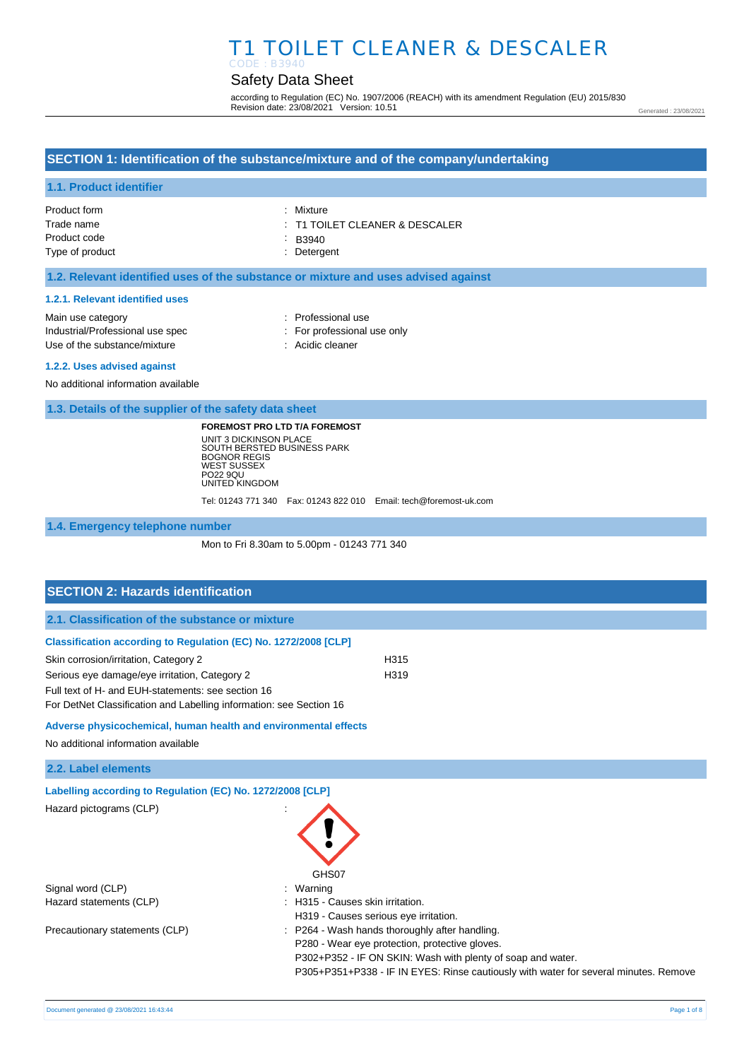# T1 TOILET CLEANER & DESCALER

CODE : B3940

## Safety Data Sheet

according to Regulation (EC) No. 1907/2006 (REACH) with its amendment Regulation (EU) 2015/830
Revision date: 23/08/2021 Version: 10.51

Generated : 23/08/2021

## SECTION 1: Identification of the substance/mixture and of the company/undertaking

### 1.1. Product identifier

| | |
|---|---|
| Product form | : Mixture |
| Trade name | : T1 TOILET CLEANER & DESCALER |
| Product code | : B3940 |
| Type of product | : Detergent |

### 1.2. Relevant identified uses of the substance or mixture and uses advised against

#### 1.2.1. Relevant identified uses

| | |
|---|---|
| Main use category | : Professional use |
| Industrial/Professional use spec | : For professional use only |
| Use of the substance/mixture | : Acidic cleaner |

#### 1.2.2. Uses advised against

No additional information available

### 1.3. Details of the supplier of the safety data sheet

**FOREMOST PRO LTD T/A FOREMOST**
UNIT 3 DICKINSON PLACE
SOUTH BERSTED BUSINESS PARK
BOGNOR REGIS
WEST SUSSEX
PO22 9QU
UNITED KINGDOM

Tel: 01243 771 340 Fax: 01243 822 010 Email: tech@foremost-uk.com

### 1.4. Emergency telephone number

Mon to Fri 8.30am to 5.00pm - 01243 771 340

## SECTION 2: Hazards identification

### 2.1. Classification of the substance or mixture

#### Classification according to Regulation (EC) No. 1272/2008 [CLP]

| | |
|---|---|
| Skin corrosion/irritation, Category 2 | H315 |
| Serious eye damage/eye irritation, Category 2 | H319 |

Full text of H- and EUH-statements: see section 16
For DetNet Classification and Labelling information: see Section 16

#### Adverse physicochemical, human health and environmental effects

No additional information available

### 2.2. Label elements

#### Labelling according to Regulation (EC) No. 1272/2008 [CLP]

Hazard pictograms (CLP) :

GHS07

| | |
|---|---|
| Signal word (CLP) | : Warning |
| Hazard statements (CLP) | : H315 - Causes skin irritation.<br>H319 - Causes serious eye irritation. |
| Precautionary statements (CLP) | : P264 - Wash hands thoroughly after handling.<br>P280 - Wear eye protection, protective gloves.<br>P302+P352 - IF ON SKIN: Wash with plenty of soap and water.<br>P305+P351+P338 - IF IN EYES: Rinse cautiously with water for several minutes. Remove |

Document generated @ 23/08/2021 16:43:44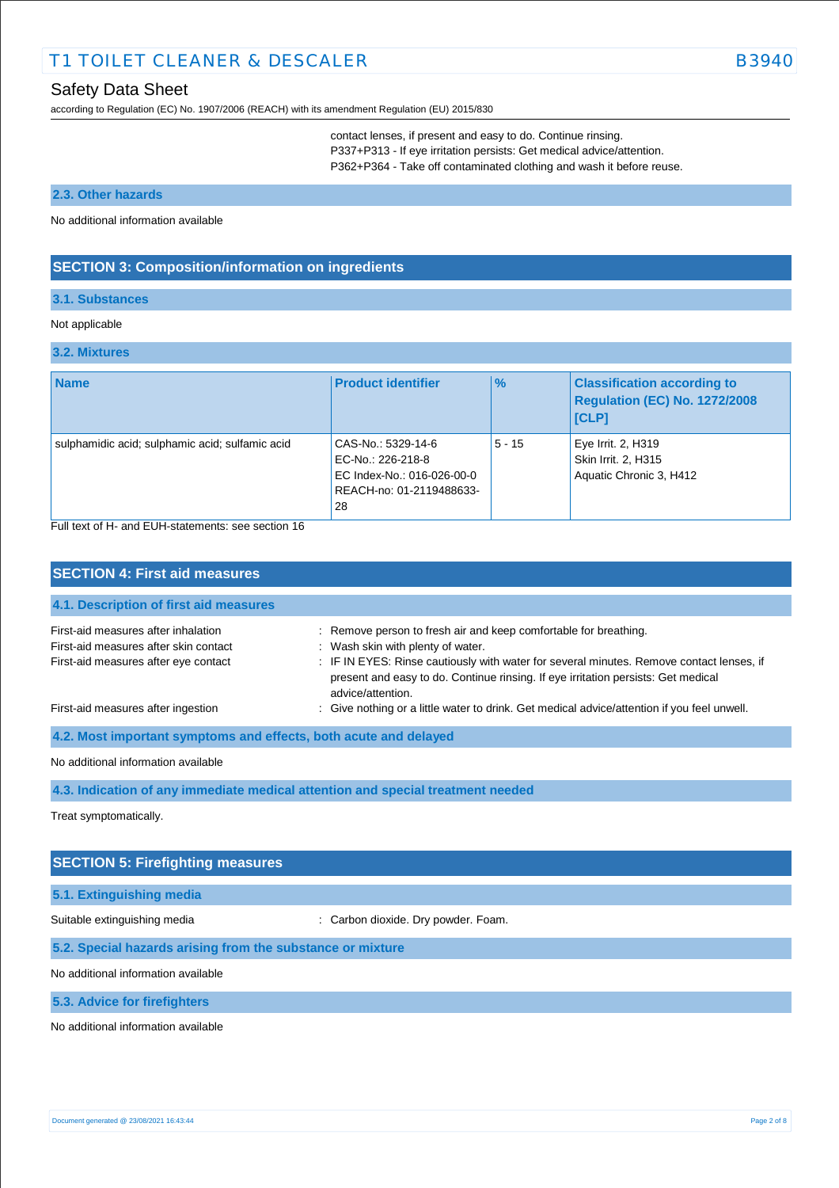contact lenses, if present and easy to do. Continue rinsing.
P337+P313 - If eye irritation persists: Get medical advice/attention.
P362+P364 - Take off contaminated clothing and wash it before reuse.

### 2.3. Other hazards

No additional information available

## SECTION 3: Composition/information on ingredients

### 3.1. Substances

Not applicable

### 3.2. Mixtures

| Name | Product identifier | % | Classification according to Regulation (EC) No. 1272/2008 [CLP] |
|---|---|---|---|
| sulphamidic acid; sulphamic acid; sulfamic acid | CAS-No.: 5329-14-6<br>EC-No.: 226-218-8<br>EC Index-No.: 016-026-00-0<br>REACH-no: 01-2119488633-28 | 5 - 15 | Eye Irrit. 2, H319<br>Skin Irrit. 2, H315<br>Aquatic Chronic 3, H412 |

Full text of H- and EUH-statements: see section 16

## SECTION 4: First aid measures

### 4.1. Description of first aid measures

First-aid measures after inhalation : Remove person to fresh air and keep comfortable for breathing.

First-aid measures after skin contact : Wash skin with plenty of water.

First-aid measures after eye contact : IF IN EYES: Rinse cautiously with water for several minutes. Remove contact lenses, if present and easy to do. Continue rinsing. If eye irritation persists: Get medical advice/attention.

First-aid measures after ingestion : Give nothing or a little water to drink. Get medical advice/attention if you feel unwell.

### 4.2. Most important symptoms and effects, both acute and delayed

No additional information available

### 4.3. Indication of any immediate medical attention and special treatment needed

Treat symptomatically.

## SECTION 5: Firefighting measures

### 5.1. Extinguishing media

Suitable extinguishing media : Carbon dioxide. Dry powder. Foam.

### 5.2. Special hazards arising from the substance or mixture

No additional information available

### 5.3. Advice for firefighters

No additional information available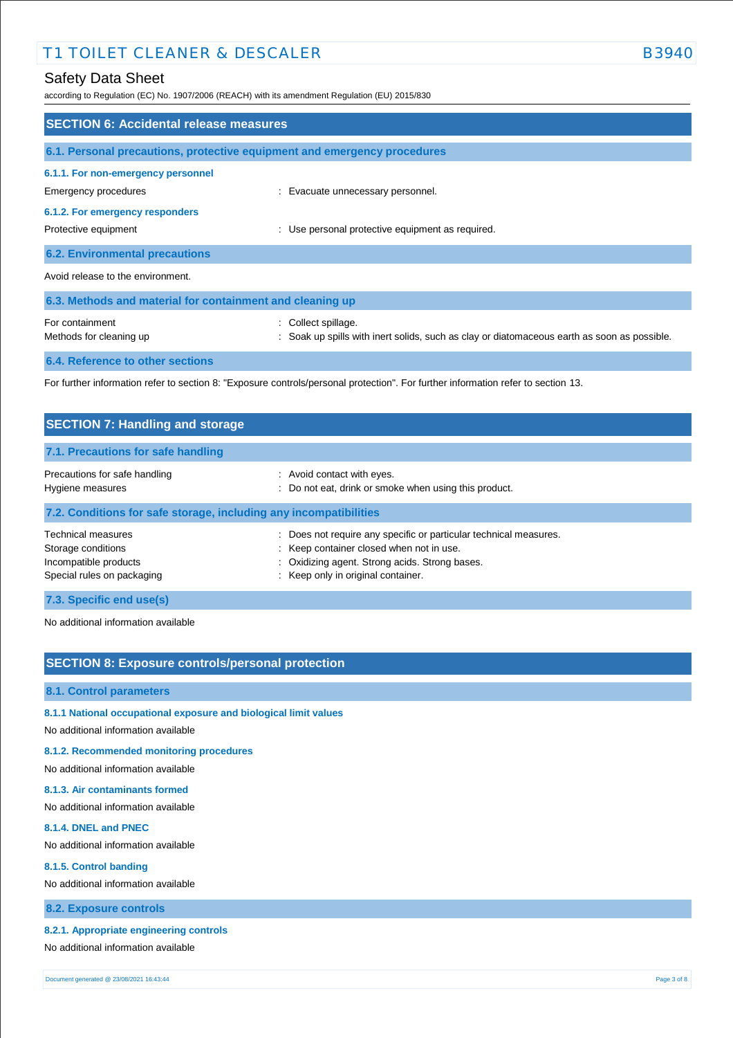## SECTION 6: Accidental release measures

### 6.1. Personal precautions, protective equipment and emergency procedures

#### 6.1.1. For non-emergency personnel

Emergency procedures : Evacuate unnecessary personnel.

#### 6.1.2. For emergency responders

Protective equipment : Use personal protective equipment as required.

### 6.2. Environmental precautions

Avoid release to the environment.

### 6.3. Methods and material for containment and cleaning up

For containment : Collect spillage.

Methods for cleaning up : Soak up spills with inert solids, such as clay or diatomaceous earth as soon as possible.

### 6.4. Reference to other sections

For further information refer to section 8: "Exposure controls/personal protection". For further information refer to section 13.

## SECTION 7: Handling and storage

### 7.1. Precautions for safe handling

Precautions for safe handling : Avoid contact with eyes.

Hygiene measures : Do not eat, drink or smoke when using this product.

### 7.2. Conditions for safe storage, including any incompatibilities

Technical measures : Does not require any specific or particular technical measures.

Storage conditions : Keep container closed when not in use.

Incompatible products : Oxidizing agent. Strong acids. Strong bases.

Special rules on packaging : Keep only in original container.

### 7.3. Specific end use(s)

No additional information available

## SECTION 8: Exposure controls/personal protection

### 8.1. Control parameters

#### 8.1.1 National occupational exposure and biological limit values

No additional information available

#### 8.1.2. Recommended monitoring procedures

No additional information available

#### 8.1.3. Air contaminants formed

No additional information available

#### 8.1.4. DNEL and PNEC

No additional information available

#### 8.1.5. Control banding

No additional information available

### 8.2. Exposure controls

#### 8.2.1. Appropriate engineering controls

No additional information available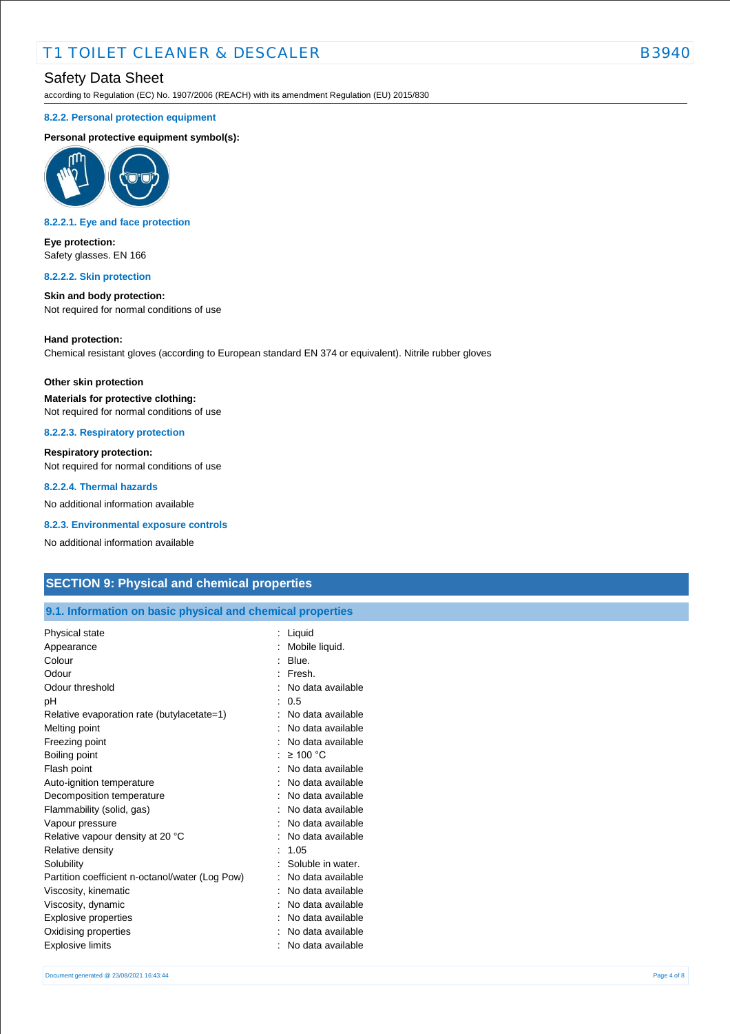## 8.2.2. Personal protection equipment

**Personal protective equipment symbol(s):**

### 8.2.2.1. Eye and face protection

**Eye protection:**
Safety glasses. EN 166

### 8.2.2.2. Skin protection

**Skin and body protection:**
Not required for normal conditions of use

**Hand protection:**
Chemical resistant gloves (according to European standard EN 374 or equivalent). Nitrile rubber gloves

**Other skin protection**

**Materials for protective clothing:**
Not required for normal conditions of use

### 8.2.2.3. Respiratory protection

**Respiratory protection:**
Not required for normal conditions of use

### 8.2.2.4. Thermal hazards

No additional information available

### 8.2.3. Environmental exposure controls

No additional information available

# SECTION 9: Physical and chemical properties

## 9.1. Information on basic physical and chemical properties

| Property | Value |
|---|---|
| Physical state | Liquid |
| Appearance | Mobile liquid. |
| Colour | Blue. |
| Odour | Fresh. |
| Odour threshold | No data available |
| pH | 0.5 |
| Relative evaporation rate (butylacetate=1) | No data available |
| Melting point | No data available |
| Freezing point | No data available |
| Boiling point | ≥ 100 °C |
| Flash point | No data available |
| Auto-ignition temperature | No data available |
| Decomposition temperature | No data available |
| Flammability (solid, gas) | No data available |
| Vapour pressure | No data available |
| Relative vapour density at 20 °C | No data available |
| Relative density | 1.05 |
| Solubility | Soluble in water. |
| Partition coefficient n-octanol/water (Log Pow) | No data available |
| Viscosity, kinematic | No data available |
| Viscosity, dynamic | No data available |
| Explosive properties | No data available |
| Oxidising properties | No data available |
| Explosive limits | No data available |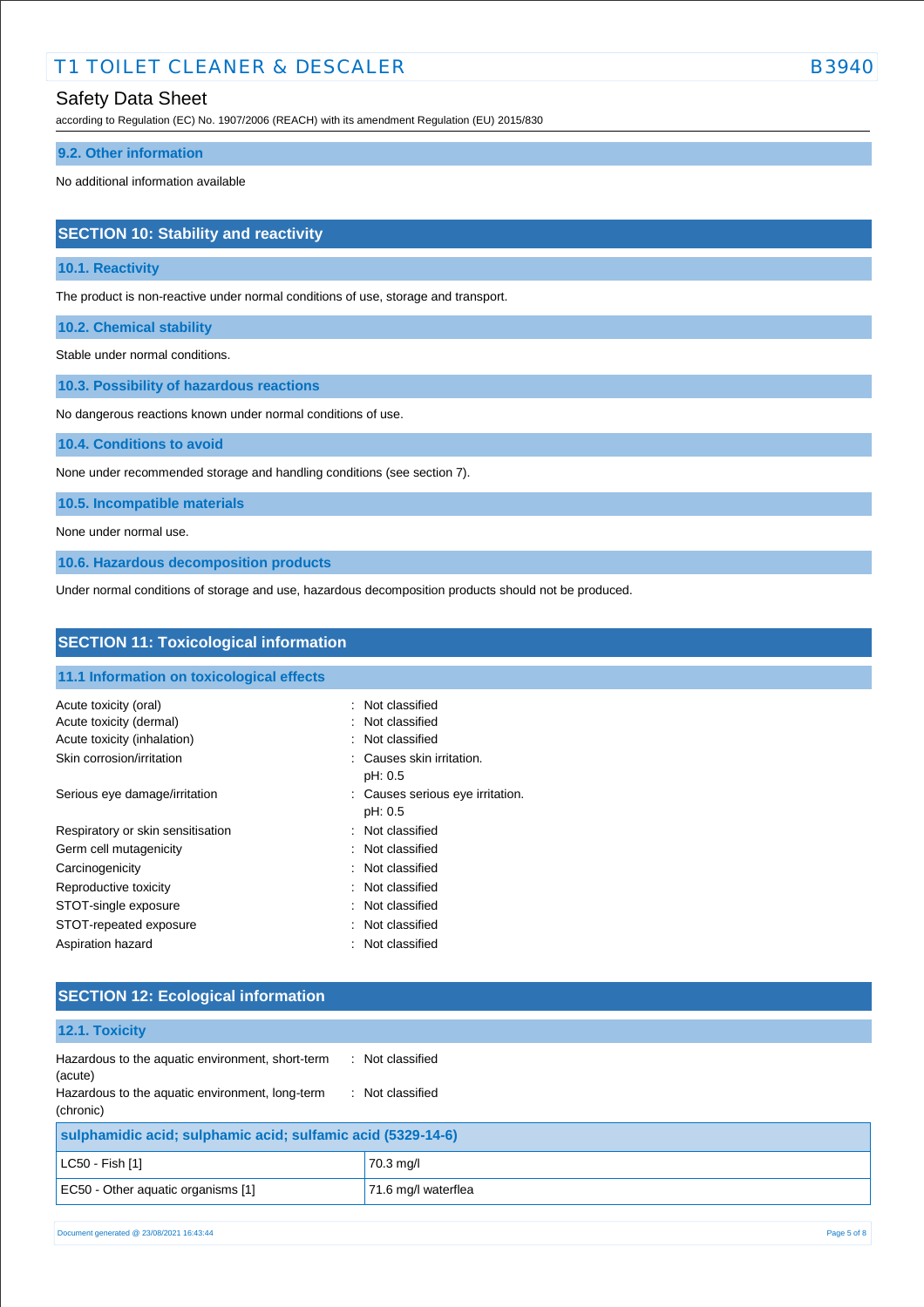### 9.2. Other information

No additional information available

## SECTION 10: Stability and reactivity

### 10.1. Reactivity

The product is non-reactive under normal conditions of use, storage and transport.

### 10.2. Chemical stability

Stable under normal conditions.

### 10.3. Possibility of hazardous reactions

No dangerous reactions known under normal conditions of use.

### 10.4. Conditions to avoid

None under recommended storage and handling conditions (see section 7).

### 10.5. Incompatible materials

None under normal use.

### 10.6. Hazardous decomposition products

Under normal conditions of storage and use, hazardous decomposition products should not be produced.

## SECTION 11: Toxicological information

### 11.1 Information on toxicological effects

| | |
|---|---|
| Acute toxicity (oral) | : Not classified |
| Acute toxicity (dermal) | : Not classified |
| Acute toxicity (inhalation) | : Not classified |
| Skin corrosion/irritation | : Causes skin irritation.<br>pH: 0.5 |
| Serious eye damage/irritation | : Causes serious eye irritation.<br>pH: 0.5 |
| Respiratory or skin sensitisation | : Not classified |
| Germ cell mutagenicity | : Not classified |
| Carcinogenicity | : Not classified |
| Reproductive toxicity | : Not classified |
| STOT-single exposure | : Not classified |
| STOT-repeated exposure | : Not classified |
| Aspiration hazard | : Not classified |

## SECTION 12: Ecological information

### 12.1. Toxicity

| | |
|---|---|
| Hazardous to the aquatic environment, short-term (acute) | : Not classified |
| Hazardous to the aquatic environment, long-term (chronic) | : Not classified |

| sulphamidic acid; sulphamic acid; sulfamic acid (5329-14-6) | |
|---|---|
| LC50 - Fish [1] | 70.3 mg/l |
| EC50 - Other aquatic organisms [1] | 71.6 mg/l waterflea |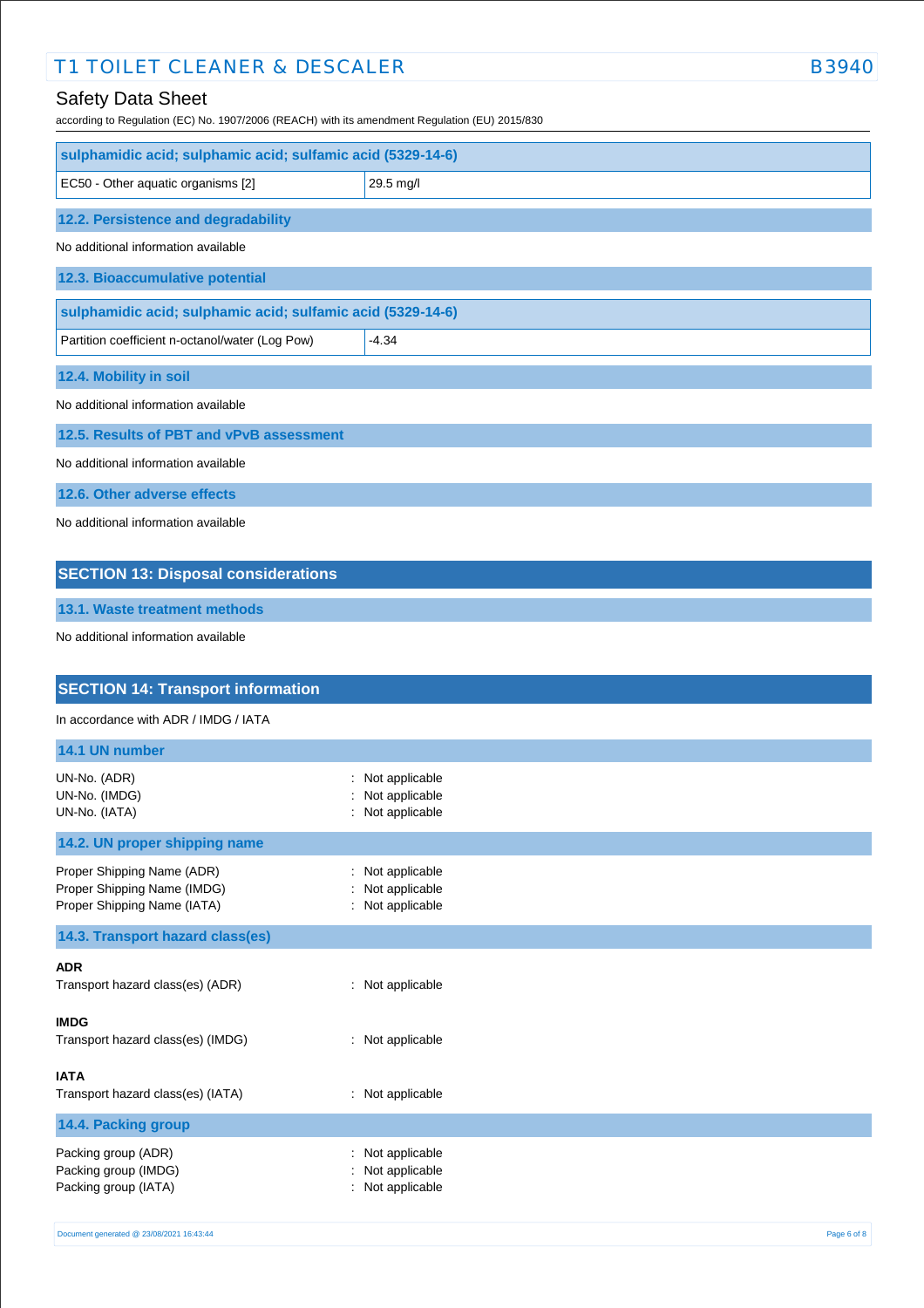| sulphamidic acid; sulphamic acid; sulfamic acid (5329-14-6) | |
|---|---|
| EC50 - Other aquatic organisms [2] | 29.5 mg/l |

### 12.2. Persistence and degradability

No additional information available

### 12.3. Bioaccumulative potential

| sulphamidic acid; sulphamic acid; sulfamic acid (5329-14-6) | |
|---|---|
| Partition coefficient n-octanol/water (Log Pow) | -4.34 |

### 12.4. Mobility in soil

No additional information available

### 12.5. Results of PBT and vPvB assessment

No additional information available

### 12.6. Other adverse effects

No additional information available

## SECTION 13: Disposal considerations

### 13.1. Waste treatment methods

No additional information available

## SECTION 14: Transport information

In accordance with ADR / IMDG / IATA

### 14.1 UN number

UN-No. (ADR) : Not applicable
UN-No. (IMDG) : Not applicable
UN-No. (IATA) : Not applicable

### 14.2. UN proper shipping name

Proper Shipping Name (ADR) : Not applicable
Proper Shipping Name (IMDG) : Not applicable
Proper Shipping Name (IATA) : Not applicable

### 14.3. Transport hazard class(es)

**ADR**
Transport hazard class(es) (ADR) : Not applicable

**IMDG**
Transport hazard class(es) (IMDG) : Not applicable

**IATA**
Transport hazard class(es) (IATA) : Not applicable

### 14.4. Packing group

Packing group (ADR) : Not applicable
Packing group (IMDG) : Not applicable
Packing group (IATA) : Not applicable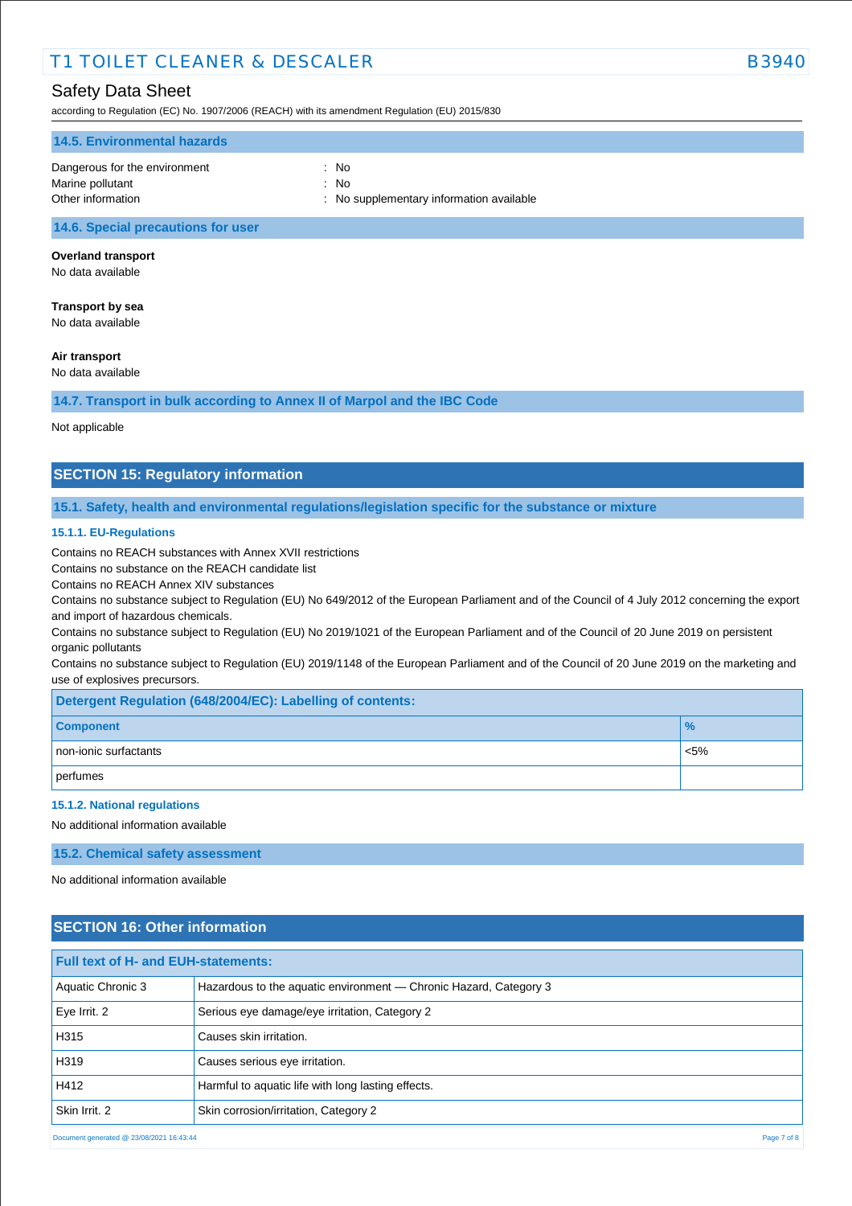### 14.5. Environmental hazards

Dangerous for the environment : No
Marine pollutant : No
Other information : No supplementary information available

### 14.6. Special precautions for user

**Overland transport**
No data available

**Transport by sea**
No data available

**Air transport**
No data available

### 14.7. Transport in bulk according to Annex II of Marpol and the IBC Code

Not applicable

## SECTION 15: Regulatory information

### 15.1. Safety, health and environmental regulations/legislation specific for the substance or mixture

#### 15.1.1. EU-Regulations

Contains no REACH substances with Annex XVII restrictions
Contains no substance on the REACH candidate list
Contains no REACH Annex XIV substances
Contains no substance subject to Regulation (EU) No 649/2012 of the European Parliament and of the Council of 4 July 2012 concerning the export and import of hazardous chemicals.
Contains no substance subject to Regulation (EU) No 2019/1021 of the European Parliament and of the Council of 20 June 2019 on persistent organic pollutants
Contains no substance subject to Regulation (EU) 2019/1148 of the European Parliament and of the Council of 20 June 2019 on the marketing and use of explosives precursors.

**Detergent Regulation (648/2004/EC): Labelling of contents:**

| Component | % |
|---|---|
| non-ionic surfactants | <5% |
| perfumes | |

#### 15.1.2. National regulations

No additional information available

### 15.2. Chemical safety assessment

No additional information available

## SECTION 16: Other information

**Full text of H- and EUH-statements:**

| | |
|---|---|
| Aquatic Chronic 3 | Hazardous to the aquatic environment — Chronic Hazard, Category 3 |
| Eye Irrit. 2 | Serious eye damage/eye irritation, Category 2 |
| H315 | Causes skin irritation. |
| H319 | Causes serious eye irritation. |
| H412 | Harmful to aquatic life with long lasting effects. |
| Skin Irrit. 2 | Skin corrosion/irritation, Category 2 |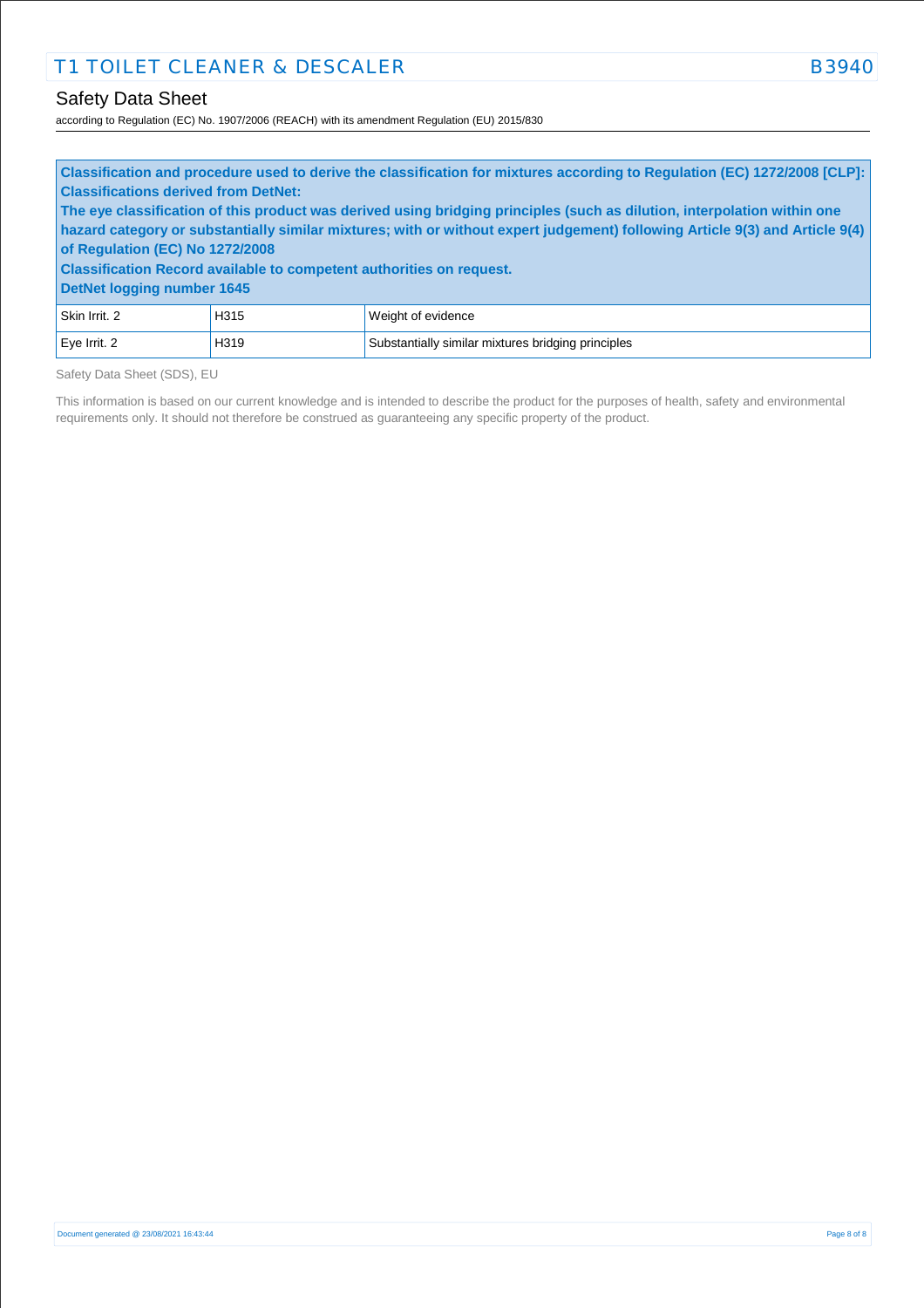**Classification and procedure used to derive the classification for mixtures according to Regulation (EC) 1272/2008 [CLP]:**
**Classifications derived from DetNet:**
**The eye classification of this product was derived using bridging principles (such as dilution, interpolation within one hazard category or substantially similar mixtures; with or without expert judgement) following Article 9(3) and Article 9(4) of Regulation (EC) No 1272/2008**
**Classification Record available to competent authorities on request.**
**DetNet logging number 1645**

| | | |
|---|---|---|
| Skin Irrit. 2 | H315 | Weight of evidence |
| Eye Irrit. 2 | H319 | Substantially similar mixtures bridging principles |

Safety Data Sheet (SDS), EU

This information is based on our current knowledge and is intended to describe the product for the purposes of health, safety and environmental requirements only. It should not therefore be construed as guaranteeing any specific property of the product.